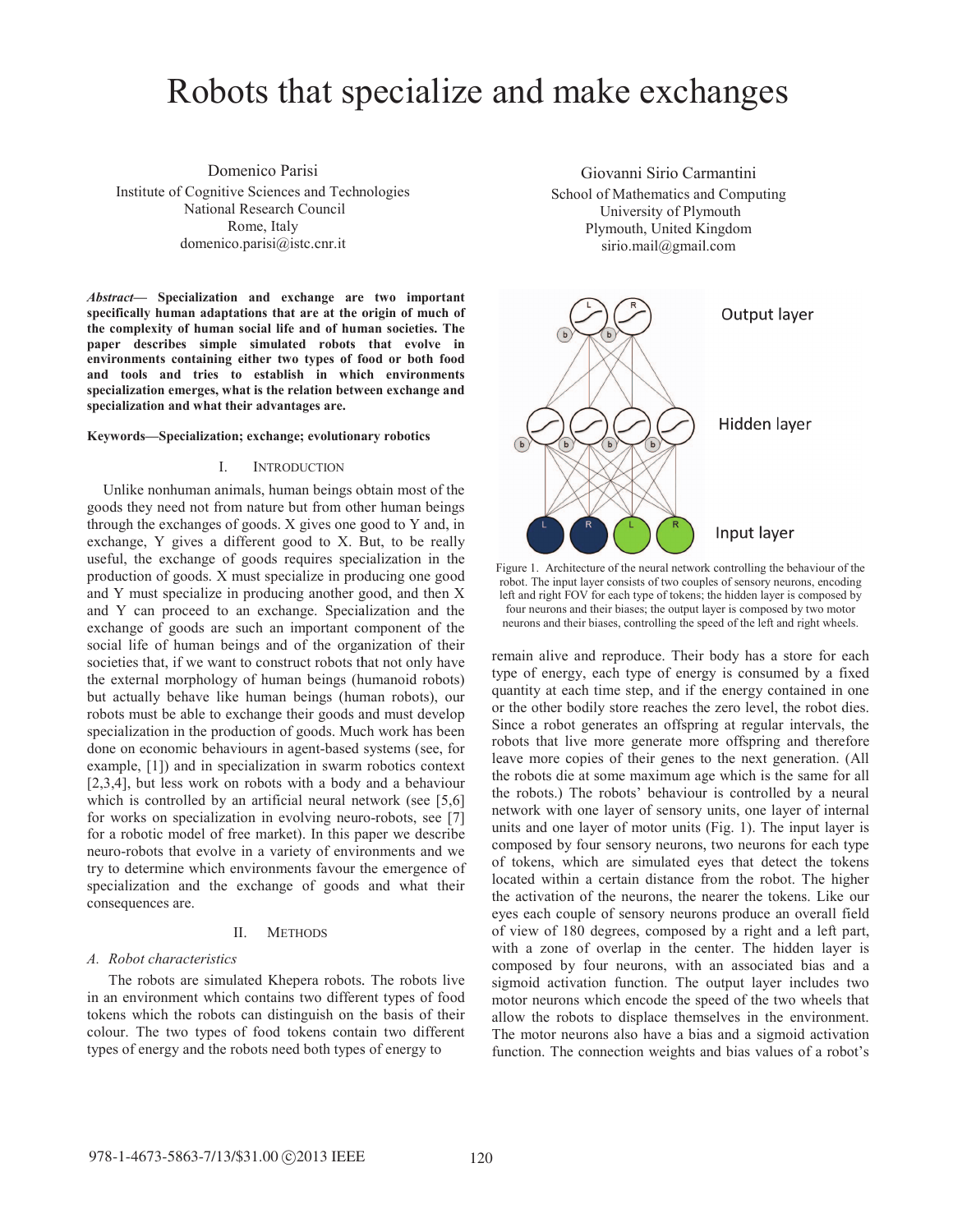# Robots that specialize and make exchanges

Domenico Parisi
Institute of Cognitive Sciences and Technologies
National Research Council
Rome, Italy
domenico.parisi@istc.cnr.it

Giovanni Sirio Carmantini
School of Mathematics and Computing
University of Plymouth
Plymouth, United Kingdom
sirio.mail@gmail.com

***Abstract*— Specialization and exchange are two important specifically human adaptations that are at the origin of much of the complexity of human social life and of human societies. The paper describes simple simulated robots that evolve in environments containing either two types of food or both food and tools and tries to establish in which environments specialization emerges, what is the relation between exchange and specialization and what their advantages are.**

**Keywords—Specialization; exchange; evolutionary robotics**

## I. Introduction

Unlike nonhuman animals, human beings obtain most of the goods they need not from nature but from other human beings through the exchanges of goods. X gives one good to Y and, in exchange, Y gives a different good to X. But, to be really useful, the exchange of goods requires specialization in the production of goods. X must specialize in producing one good and Y must specialize in producing another good, and then X and Y can proceed to an exchange. Specialization and the exchange of goods are such an important component of the social life of human beings and of the organization of their societies that, if we want to construct robots that not only have the external morphology of human beings (humanoid robots) but actually behave like human beings (human robots), our robots must be able to exchange their goods and must develop specialization in the production of goods. Much work has been done on economic behaviours in agent-based systems (see, for example, [1]) and in specialization in swarm robotics context [2,3,4], but less work on robots with a body and a behaviour which is controlled by an artificial neural network (see [5,6] for works on specialization in evolving neuro-robots, see [7] for a robotic model of free market). In this paper we describe neuro-robots that evolve in a variety of environments and we try to determine which environments favour the emergence of specialization and the exchange of goods and what their consequences are.

## II. Methods

### *A. Robot characteristics*

The robots are simulated Khepera robots. The robots live in an environment which contains two different types of food tokens which the robots can distinguish on the basis of their colour. The two types of food tokens contain two different types of energy and the robots need both types of energy to remain alive and reproduce. Their body has a store for each type of energy, each type of energy is consumed by a fixed quantity at each time step, and if the energy contained in one or the other bodily store reaches the zero level, the robot dies. Since a robot generates an offspring at regular intervals, the robots that live more generate more offspring and therefore leave more copies of their genes to the next generation. (All the robots die at some maximum age which is the same for all the robots.) The robots' behaviour is controlled by a neural network with one layer of sensory units, one layer of internal units and one layer of motor units (Fig. 1). The input layer is composed by four sensory neurons, two neurons for each type of tokens, which are simulated eyes that detect the tokens located within a certain distance from the robot. The higher the activation of the neurons, the nearer the tokens. Like our eyes each couple of sensory neurons produce an overall field of view of 180 degrees, composed by a right and a left part, with a zone of overlap in the center. The hidden layer is composed by four neurons, with an associated bias and a sigmoid activation function. The output layer includes two motor neurons which encode the speed of the two wheels that allow the robots to displace themselves in the environment. The motor neurons also have a bias and a sigmoid activation function. The connection weights and bias values of a robot's

Figure 1. Architecture of the neural network controlling the behaviour of the robot. The input layer consists of two couples of sensory neurons, encoding left and right FOV for each type of tokens; the hidden layer is composed by four neurons and their biases; the output layer is composed by two motor neurons and their biases, controlling the speed of the left and right wheels.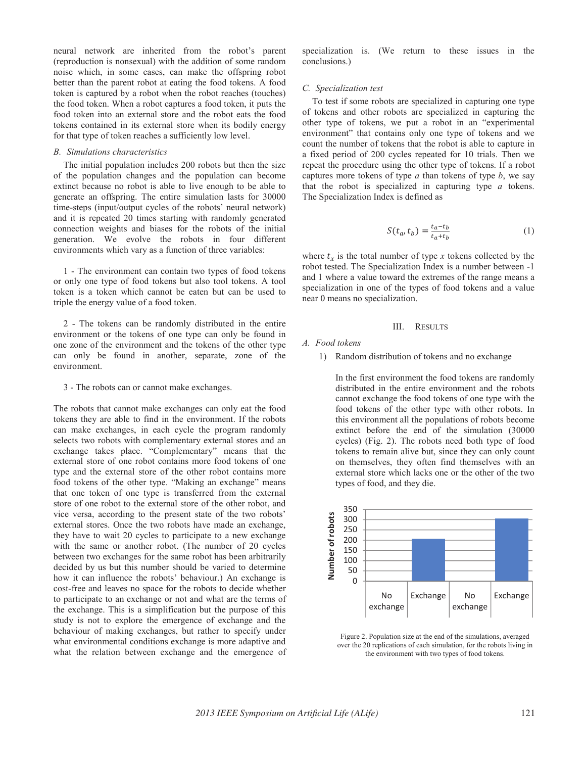neural network are inherited from the robot's parent (reproduction is nonsexual) with the addition of some random noise which, in some cases, can make the offspring robot better than the parent robot at eating the food tokens. A food token is captured by a robot when the robot reaches (touches) the food token. When a robot captures a food token, it puts the food token into an external store and the robot eats the food tokens contained in its external store when its bodily energy for that type of token reaches a sufficiently low level.

### B. Simulations characteristics

The initial population includes 200 robots but then the size of the population changes and the population can become extinct because no robot is able to live enough to be able to generate an offspring. The entire simulation lasts for 30000 time-steps (input/output cycles of the robots' neural network) and it is repeated 20 times starting with randomly generated connection weights and biases for the robots of the initial generation. We evolve the robots in four different environments which vary as a function of three variables:

1 - The environment can contain two types of food tokens or only one type of food tokens but also tool tokens. A tool token is a token which cannot be eaten but can be used to triple the energy value of a food token.

2 - The tokens can be randomly distributed in the entire environment or the tokens of one type can only be found in one zone of the environment and the tokens of the other type can only be found in another, separate, zone of the environment.

3 - The robots can or cannot make exchanges.

The robots that cannot make exchanges can only eat the food tokens they are able to find in the environment. If the robots can make exchanges, in each cycle the program randomly selects two robots with complementary external stores and an exchange takes place. "Complementary" means that the external store of one robot contains more food tokens of one type and the external store of the other robot contains more food tokens of the other type. "Making an exchange" means that one token of one type is transferred from the external store of one robot to the external store of the other robot, and vice versa, according to the present state of the two robots' external stores. Once the two robots have made an exchange, they have to wait 20 cycles to participate to a new exchange with the same or another robot. (The number of 20 cycles between two exchanges for the same robot has been arbitrarily decided by us but this number should be varied to determine how it can influence the robots' behaviour.) An exchange is cost-free and leaves no space for the robots to decide whether to participate to an exchange or not and what are the terms of the exchange. This is a simplification but the purpose of this study is not to explore the emergence of exchange and the behaviour of making exchanges, but rather to specify under what environmental conditions exchange is more adaptive and what the relation between exchange and the emergence of specialization is. (We return to these issues in the conclusions.)

### C. Specialization test

To test if some robots are specialized in capturing one type of tokens and other robots are specialized in capturing the other type of tokens, we put a robot in an "experimental environment" that contains only one type of tokens and we count the number of tokens that the robot is able to capture in a fixed period of 200 cycles repeated for 10 trials. Then we repeat the procedure using the other type of tokens. If a robot captures more tokens of type *a* than tokens of type *b*, we say that the robot is specialized in capturing type *a* tokens. The Specialization Index is defined as

$$S(t_a, t_b) = \frac{t_a - t_b}{t_a + t_b} \quad (1)$$

where $t_x$ is the total number of type *x* tokens collected by the robot tested. The Specialization Index is a number between -1 and 1 where a value toward the extremes of the range means a specialization in one of the types of food tokens and a value near 0 means no specialization.

## III. Results

### A. Food tokens

1) Random distribution of tokens and no exchange

In the first environment the food tokens are randomly distributed in the entire environment and the robots cannot exchange the food tokens of one type with the food tokens of the other type with other robots. In this environment all the populations of robots become extinct before the end of the simulation (30000 cycles) (Fig. 2). The robots need both type of food tokens to remain alive but, since they can only count on themselves, they often find themselves with an external store which lacks one or the other of the two types of food, and they die.

Number of robots
350
300
250
200
150
100
50
0
No exchange
Exchange
No exchange
Exchange

Figure 2. Population size at the end of the simulations, averaged over the 20 replications of each simulation, for the robots living in the environment with two types of food tokens.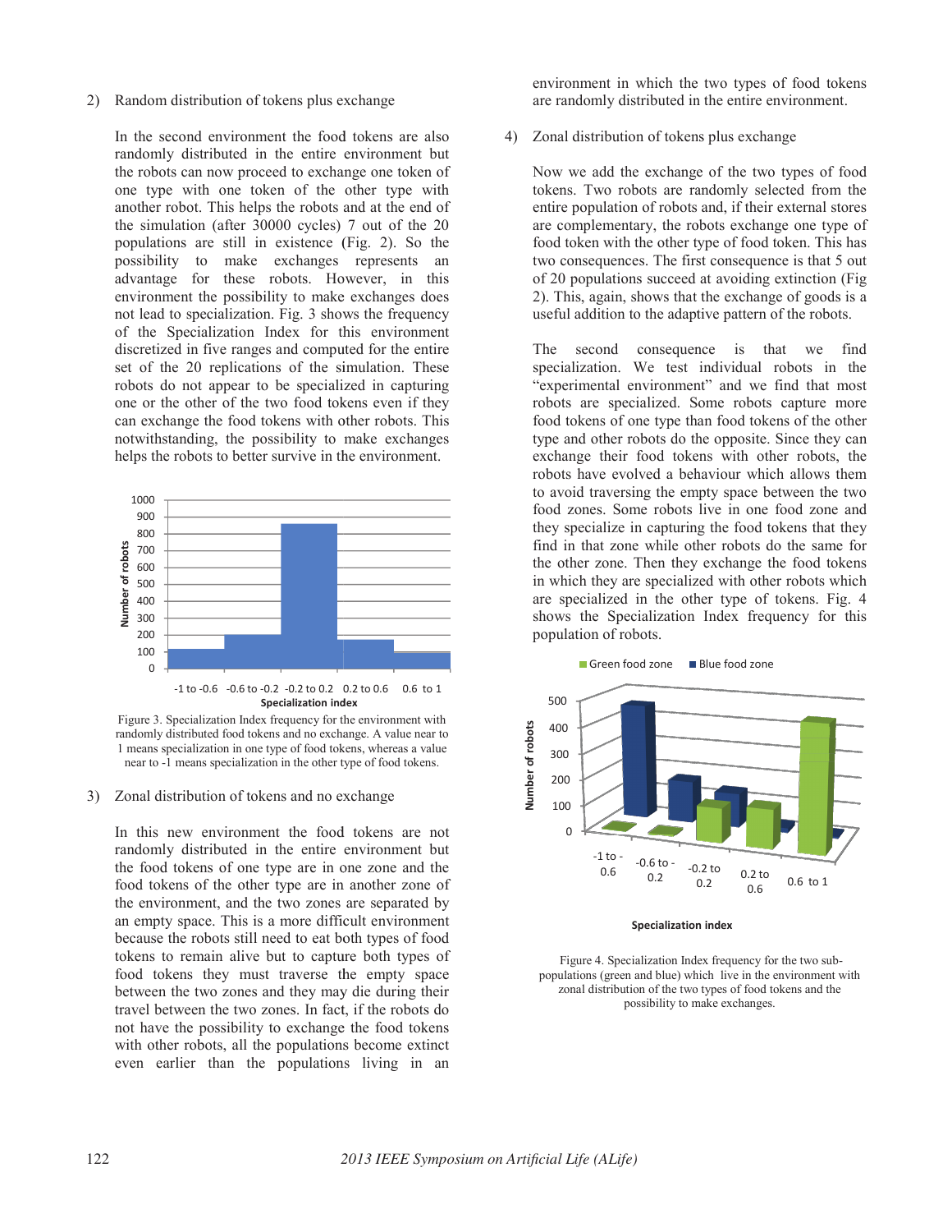2) Random distribution of tokens plus exchange

In the second environment the food tokens are also randomly distributed in the entire environment but the robots can now proceed to exchange one token of one type with one token of the other type with another robot. This helps the robots and at the end of the simulation (after 30000 cycles) 7 out of the 20 populations are still in existence (Fig. 2). So the possibility to make exchanges represents an advantage for these robots. However, in this environment the possibility to make exchanges does not lead to specialization. Fig. 3 shows the frequency of the Specialization Index for this environment discretized in five ranges and computed for the entire set of the 20 replications of the simulation. These robots do not appear to be specialized in capturing one or the other of the two food tokens even if they can exchange the food tokens with other robots. This notwithstanding, the possibility to make exchanges helps the robots to better survive in the environment.

Figure 3. Specialization Index frequency for the environment with randomly distributed food tokens and no exchange. A value near to 1 means specialization in one type of food tokens, whereas a value near to -1 means specialization in the other type of food tokens.

3) Zonal distribution of tokens and no exchange

In this new environment the food tokens are not randomly distributed in the entire environment but the food tokens of one type are in one zone and the food tokens of the other type are in another zone of the environment, and the two zones are separated by an empty space. This is a more difficult environment because the robots still need to eat both types of food tokens to remain alive but to capture both types of food tokens they must traverse the empty space between the two zones and they may die during their travel between the two zones. In fact, if the robots do not have the possibility to exchange the food tokens with other robots, all the populations become extinct even earlier than the populations living in an environment in which the two types of food tokens are randomly distributed in the entire environment.

4) Zonal distribution of tokens plus exchange

Now we add the exchange of the two types of food tokens. Two robots are randomly selected from the entire population of robots and, if their external stores are complementary, the robots exchange one type of food token with the other type of food token. This has two consequences. The first consequence is that 5 out of 20 populations succeed at avoiding extinction (Fig 2). This, again, shows that the exchange of goods is a useful addition to the adaptive pattern of the robots.

The second consequence is that we find specialization. We test individual robots in the "experimental environment" and we find that most robots are specialized. Some robots capture more food tokens of one type than food tokens of the other type and other robots do the opposite. Since they can exchange their food tokens with other robots, the robots have evolved a behaviour which allows them to avoid traversing the empty space between the two food zones. Some robots live in one food zone and they specialize in capturing the food tokens that they find in that zone while other robots do the same for the other zone. Then they exchange the food tokens in which they are specialized with other robots which are specialized in the other type of tokens. Fig. 4 shows the Specialization Index frequency for this population of robots.

Figure 4. Specialization Index frequency for the two sub-populations (green and blue) which live in the environment with zonal distribution of the two types of food tokens and the possibility to make exchanges.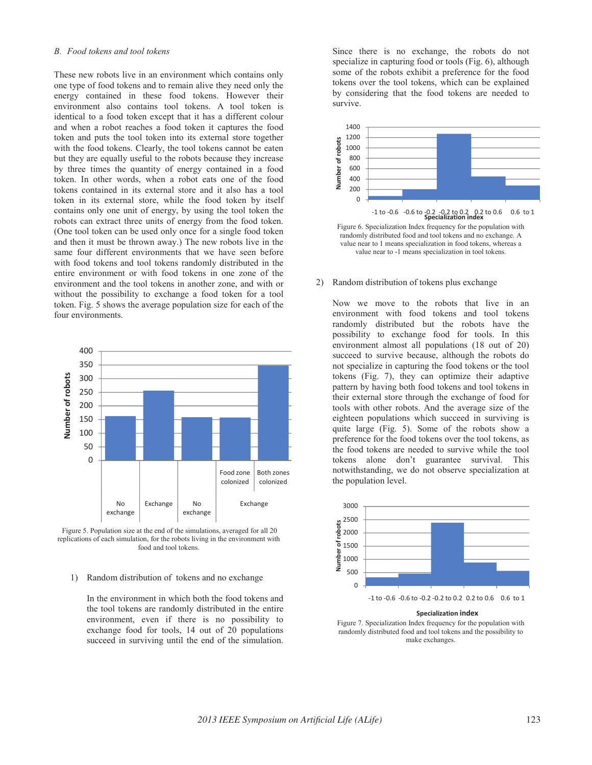### B. Food tokens and tool tokens

These new robots live in an environment which contains only one type of food tokens and to remain alive they need only the energy contained in these food tokens. However their environment also contains tool tokens. A tool token is identical to a food token except that it has a different colour and when a robot reaches a food token it captures the food token and puts the tool token into its external store together with the food tokens. Clearly, the tool tokens cannot be eaten but they are equally useful to the robots because they increase by three times the quantity of energy contained in a food token. In other words, when a robot eats one of the food tokens contained in its external store and it also has a tool token in its external store, while the food token by itself contains only one unit of energy, by using the tool token the robots can extract three units of energy from the food token. (One tool token can be used only once for a single food token and then it must be thrown away.) The new robots live in the same four different environments that we have seen before with food tokens and tool tokens randomly distributed in the entire environment or with food tokens in one zone of the environment and the tool tokens in another zone, and with or without the possibility to exchange a food token for a tool token. Fig. 5 shows the average population size for each of the four environments.

Figure 5. Population size at the end of the simulations, averaged for all 20 replications of each simulation, for the robots living in the environment with food and tool tokens.

1) Random distribution of tokens and no exchange

In the environment in which both the food tokens and the tool tokens are randomly distributed in the entire environment, even if there is no possibility to exchange food for tools, 14 out of 20 populations succeed in surviving until the end of the simulation. Since there is no exchange, the robots do not specialize in capturing food or tools (Fig. 6), although some of the robots exhibit a preference for the food tokens over the tool tokens, which can be explained by considering that the food tokens are needed to survive.

Figure 6. Specialization Index frequency for the population with randomly distributed food and tool tokens and no exchange. A value near to 1 means specialization in food tokens, whereas a value near to -1 means specialization in tool tokens.

2) Random distribution of tokens plus exchange

Now we move to the robots that live in an environment with food tokens and tool tokens randomly distributed but the robots have the possibility to exchange food for tools. In this environment almost all populations (18 out of 20) succeed to survive because, although the robots do not specialize in capturing the food tokens or the tool tokens (Fig. 7), they can optimize their adaptive pattern by having both food tokens and tool tokens in their external store through the exchange of food for tools with other robots. And the average size of the eighteen populations which succeed in surviving is quite large (Fig. 5). Some of the robots show a preference for the food tokens over the tool tokens, as the food tokens are needed to survive while the tool tokens alone don't guarantee survival. This notwithstanding, we do not observe specialization at the population level.

Figure 7. Specialization Index frequency for the population with randomly distributed food and tool tokens and the possibility to make exchanges.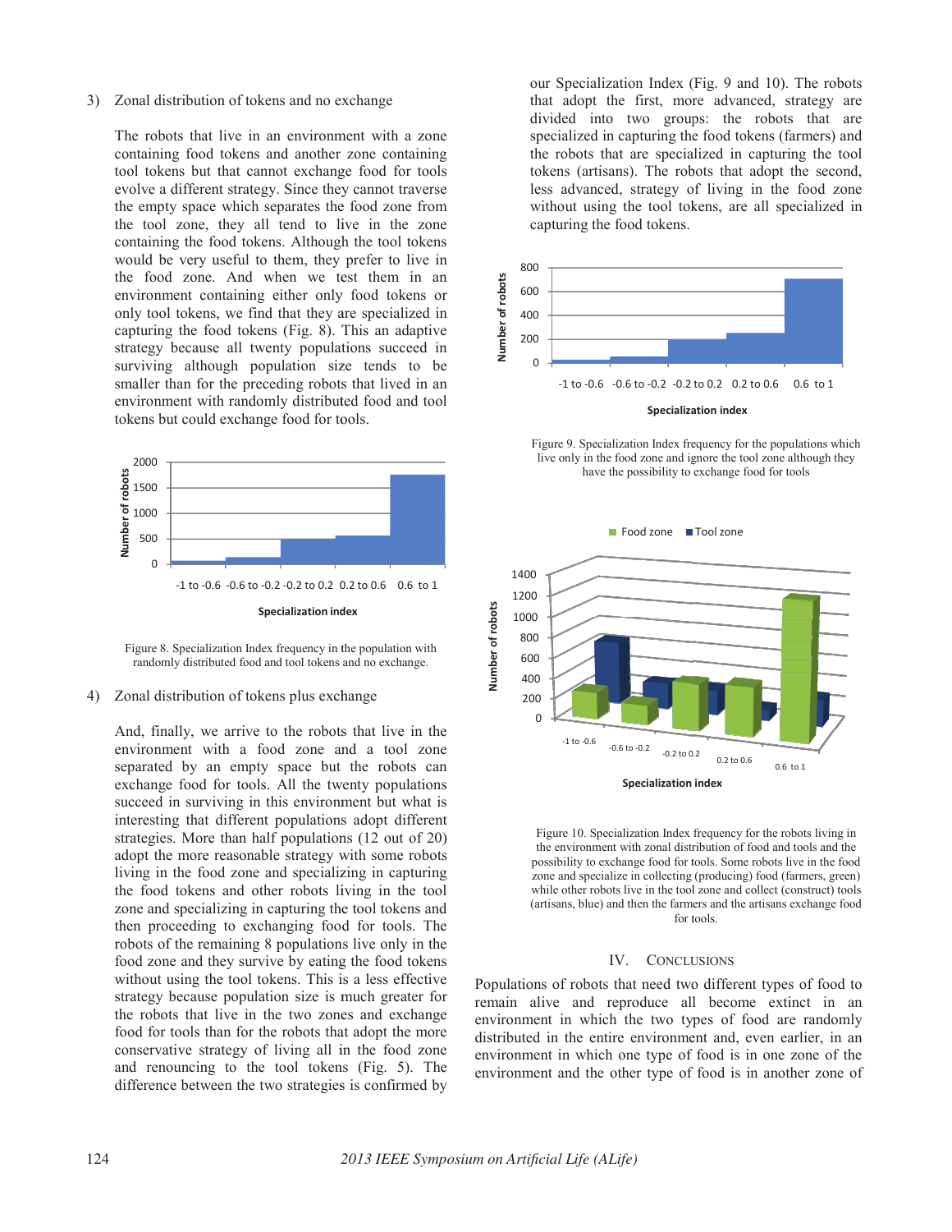3) Zonal distribution of tokens and no exchange

The robots that live in an environment with a zone containing food tokens and another zone containing tool tokens but that cannot exchange food for tools evolve a different strategy. Since they cannot traverse the empty space which separates the food zone from the tool zone, they all tend to live in the zone containing the food tokens. Although the tool tokens would be very useful to them, they prefer to live in the food zone. And when we test them in an environment containing either only food tokens or only tool tokens, we find that they are specialized in capturing the food tokens (Fig. 8). This an adaptive strategy because all twenty populations succeed in surviving although population size tends to be smaller than for the preceding robots that lived in an environment with randomly distributed food and tool tokens but could exchange food for tools.

Figure 8. Specialization Index frequency in the population with randomly distributed food and tool tokens and no exchange.

4) Zonal distribution of tokens plus exchange

And, finally, we arrive to the robots that live in the environment with a food zone and a tool zone separated by an empty space but the robots can exchange food for tools. All the twenty populations succeed in surviving in this environment but what is interesting that different populations adopt different strategies. More than half populations (12 out of 20) adopt the more reasonable strategy with some robots living in the food zone and specializing in capturing the food tokens and other robots living in the tool zone and specializing in capturing the tool tokens and then proceeding to exchanging food for tools. The robots of the remaining 8 populations live only in the food zone and they survive by eating the food tokens without using the tool tokens. This is a less effective strategy because population size is much greater for the robots that live in the two zones and exchange food for tools than for the robots that adopt the more conservative strategy of living all in the food zone and renouncing to the tool tokens (Fig. 5). The difference between the two strategies is confirmed by our Specialization Index (Fig. 9 and 10). The robots that adopt the first, more advanced, strategy are divided into two groups: the robots that are specialized in capturing the food tokens (farmers) and the robots that are specialized in capturing the tool tokens (artisans). The robots that adopt the second, less advanced, strategy of living in the food zone without using the tool tokens, are all specialized in capturing the food tokens.

Figure 9. Specialization Index frequency for the populations which live only in the food zone and ignore the tool zone although they have the possibility to exchange food for tools

Figure 10. Specialization Index frequency for the robots living in the environment with zonal distribution of food and tools and the possibility to exchange food for tools. Some robots live in the food zone and specialize in collecting (producing) food (farmers, green) while other robots live in the tool zone and collect (construct) tools (artisans, blue) and then the farmers and the artisans exchange food for tools.

## IV. Conclusions

Populations of robots that need two different types of food to remain alive and reproduce all become extinct in an environment in which the two types of food are randomly distributed in the entire environment and, even earlier, in an environment in which one type of food is in one zone of the environment and the other type of food is in another zone of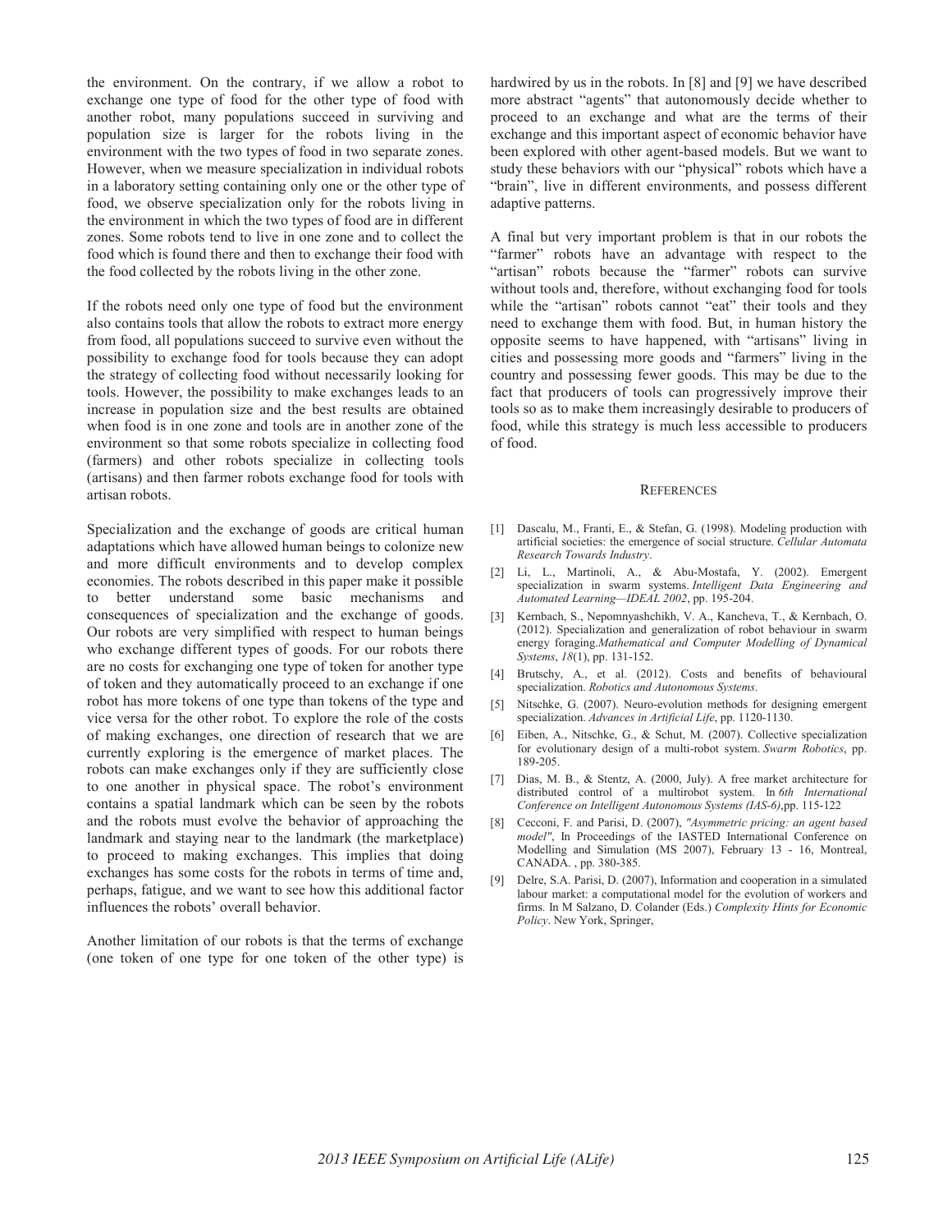the environment. On the contrary, if we allow a robot to exchange one type of food for the other type of food with another robot, many populations succeed in surviving and population size is larger for the robots living in the environment with the two types of food in two separate zones. However, when we measure specialization in individual robots in a laboratory setting containing only one or the other type of food, we observe specialization only for the robots living in the environment in which the two types of food are in different zones. Some robots tend to live in one zone and to collect the food which is found there and then to exchange their food with the food collected by the robots living in the other zone.

If the robots need only one type of food but the environment also contains tools that allow the robots to extract more energy from food, all populations succeed to survive even without the possibility to exchange food for tools because they can adopt the strategy of collecting food without necessarily looking for tools. However, the possibility to make exchanges leads to an increase in population size and the best results are obtained when food is in one zone and tools are in another zone of the environment so that some robots specialize in collecting food (farmers) and other robots specialize in collecting tools (artisans) and then farmer robots exchange food for tools with artisan robots.

Specialization and the exchange of goods are critical human adaptations which have allowed human beings to colonize new and more difficult environments and to develop complex economies. The robots described in this paper make it possible to better understand some basic mechanisms and consequences of specialization and the exchange of goods. Our robots are very simplified with respect to human beings who exchange different types of goods. For our robots there are no costs for exchanging one type of token for another type of token and they automatically proceed to an exchange if one robot has more tokens of one type than tokens of the type and vice versa for the other robot. To explore the role of the costs of making exchanges, one direction of research that we are currently exploring is the emergence of market places. The robots can make exchanges only if they are sufficiently close to one another in physical space. The robot's environment contains a spatial landmark which can be seen by the robots and the robots must evolve the behavior of approaching the landmark and staying near to the landmark (the marketplace) to proceed to making exchanges. This implies that doing exchanges has some costs for the robots in terms of time and, perhaps, fatigue, and we want to see how this additional factor influences the robots' overall behavior.

Another limitation of our robots is that the terms of exchange (one token of one type for one token of the other type) is hardwired by us in the robots. In [8] and [9] we have described more abstract "agents" that autonomously decide whether to proceed to an exchange and what are the terms of their exchange and this important aspect of economic behavior have been explored with other agent-based models. But we want to study these behaviors with our "physical" robots which have a "brain", live in different environments, and possess different adaptive patterns.

A final but very important problem is that in our robots the "farmer" robots have an advantage with respect to the "artisan" robots because the "farmer" robots can survive without tools and, therefore, without exchanging food for tools while the "artisan" robots cannot "eat" their tools and they need to exchange them with food. But, in human history the opposite seems to have happened, with "artisans" living in cities and possessing more goods and "farmers" living in the country and possessing fewer goods. This may be due to the fact that producers of tools can progressively improve their tools so as to make them increasingly desirable to producers of food, while this strategy is much less accessible to producers of food.

## References

[1] Dascalu, M., Franti, E., & Stefan, G. (1998). Modeling production with artificial societies: the emergence of social structure. *Cellular Automata Research Towards Industry*.

[2] Li, L., Martinoli, A., & Abu-Mostafa, Y. (2002). Emergent specialization in swarm systems. *Intelligent Data Engineering and Automated Learning—IDEAL 2002*, pp. 195-204.

[3] Kernbach, S., Nepomnyashchikh, V. A., Kancheva, T., & Kernbach, O. (2012). Specialization and generalization of robot behaviour in swarm energy foraging.*Mathematical and Computer Modelling of Dynamical Systems*, *18*(1), pp. 131-152.

[4] Brutschy, A., et al. (2012). Costs and benefits of behavioural specialization. *Robotics and Autonomous Systems*.

[5] Nitschke, G. (2007). Neuro-evolution methods for designing emergent specialization. *Advances in Artificial Life*, pp. 1120-1130.

[6] Eiben, A., Nitschke, G., & Schut, M. (2007). Collective specialization for evolutionary design of a multi-robot system. *Swarm Robotics*, pp. 189-205.

[7] Dias, M. B., & Stentz, A. (2000, July). A free market architecture for distributed control of a multirobot system. In *6th International Conference on Intelligent Autonomous Systems (IAS-6)*,pp. 115-122

[8] Cecconi, F. and Parisi, D. (2007), *"Asymmetric pricing: an agent based model"*, In Proceedings of the IASTED International Conference on Modelling and Simulation (MS 2007), February 13 - 16, Montreal, CANADA. , pp. 380-385.

[9] Delre, S.A. Parisi, D. (2007), Information and cooperation in a simulated labour market: a computational model for the evolution of workers and firms. In M Salzano, D. Colander (Eds.) *Complexity Hints for Economic Policy*. New York, Springer,